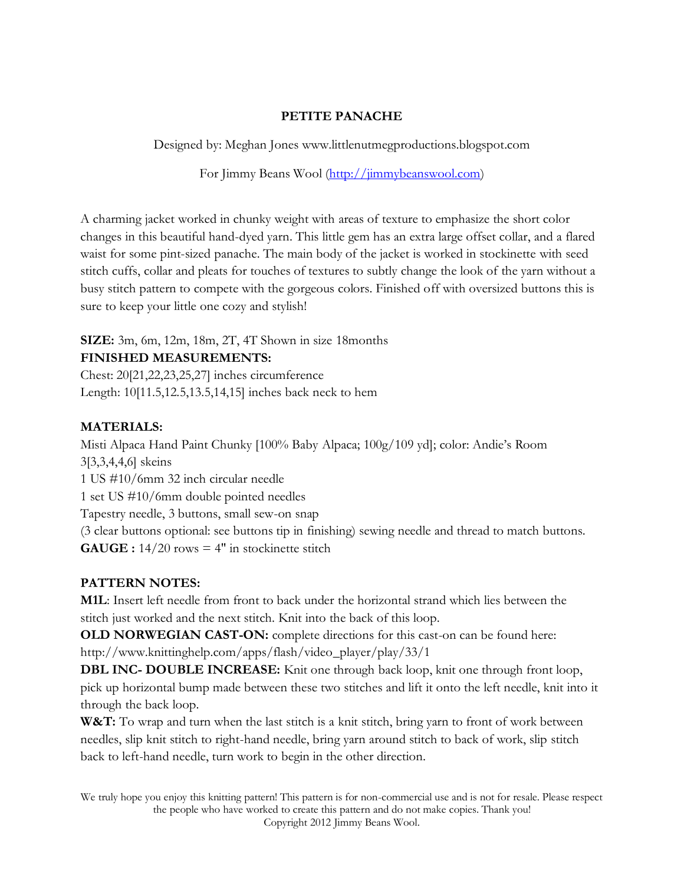# PETITE PANACHE

Designed by: Meghan Jones www.littlenutmegproductions.blogspot.com

For Jimmy Beans Wool (http://jimmybeanswool.com)

A charming jacket worked in chunky weight with areas of texture to emphasize the short color changes in this beautiful hand-dyed yarn. This little gem has an extra large offset collar, and a flared waist for some pint-sized panache. The main body of the jacket is worked in stockinette with seed stitch cuffs, collar and pleats for touches of textures to subtly change the look of the yarn without a busy stitch pattern to compete with the gorgeous colors. Finished off with oversized buttons this is sure to keep your little one cozy and stylish!

**SIZE:** 3m, 6m, 12m, 18m, 2T, 4T Shown in size 18months

**FINISHED MEASUREMENTS:**

Chest: 20[21,22,23,25,27] inches circumference

Length: 10[11.5,12.5,13.5,14,15] inches back neck to hem

**MATERIALS:**

Misti Alpaca Hand Paint Chunky [100% Baby Alpaca; 100g/109 yd]; color: Andie's Room 3[3,3,4,4,6] skeins

1 US #10/6mm 32 inch circular needle

1 set US #10/6mm double pointed needles

Tapestry needle, 3 buttons, small sew-on snap

(3 clear buttons optional: see buttons tip in finishing) sewing needle and thread to match buttons.

**GAUGE :** 14/20 rows = 4" in stockinette stitch

**PATTERN NOTES:**

**M1L**: Insert left needle from front to back under the horizontal strand which lies between the stitch just worked and the next stitch. Knit into the back of this loop.

**OLD NORWEGIAN CAST-ON:** complete directions for this cast-on can be found here: http://www.knittinghelp.com/apps/flash/video_player/play/33/1

**DBL INC- DOUBLE INCREASE:** Knit one through back loop, knit one through front loop, pick up horizontal bump made between these two stitches and lift it onto the left needle, knit into it through the back loop.

**W&T:** To wrap and turn when the last stitch is a knit stitch, bring yarn to front of work between needles, slip knit stitch to right-hand needle, bring yarn around stitch to back of work, slip stitch back to left-hand needle, turn work to begin in the other direction.

We truly hope you enjoy this knitting pattern! This pattern is for non-commercial use and is not for resale. Please respect the people who have worked to create this pattern and do not make copies. Thank you!
Copyright 2012 Jimmy Beans Wool.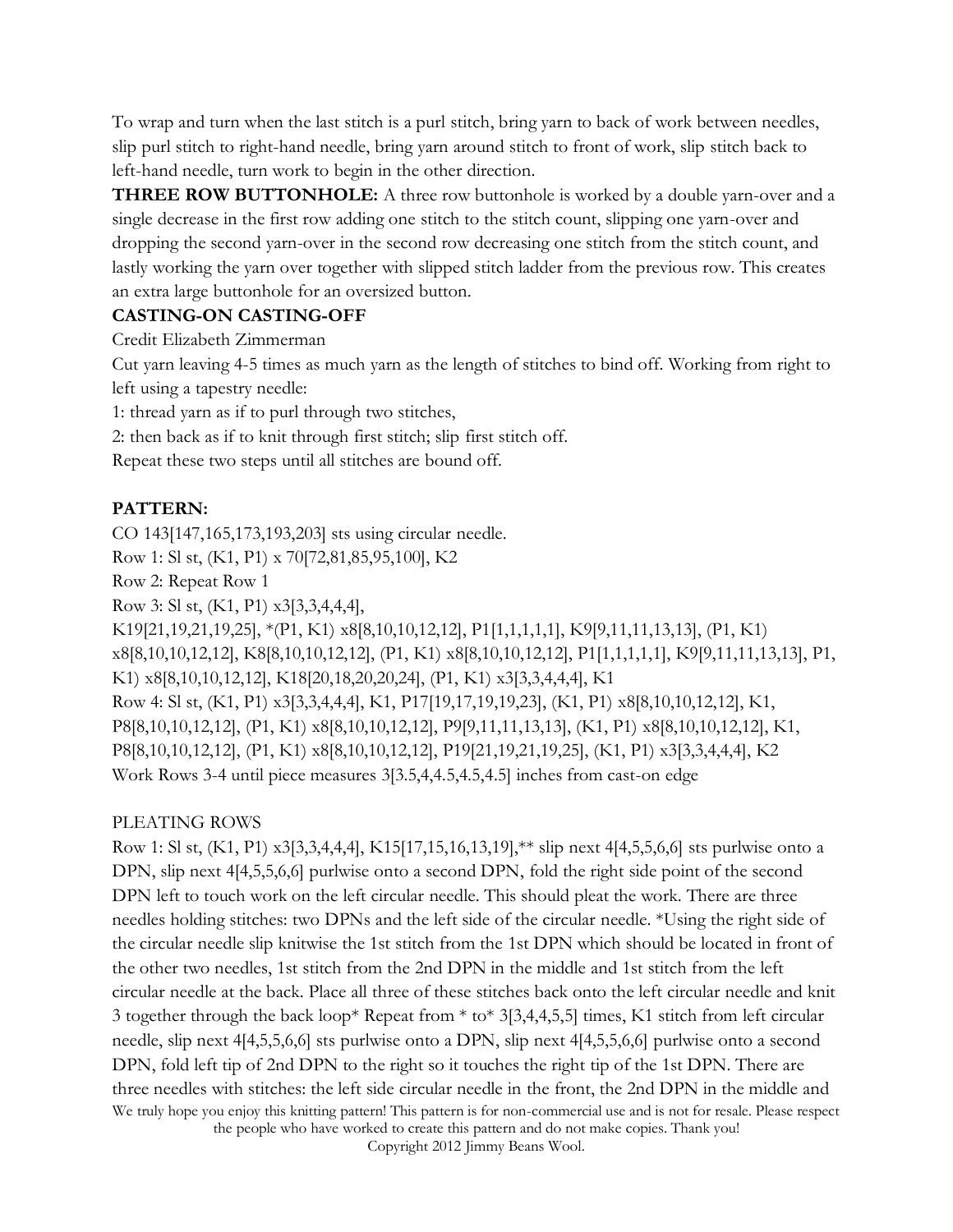To wrap and turn when the last stitch is a purl stitch, bring yarn to back of work between needles, slip purl stitch to right-hand needle, bring yarn around stitch to front of work, slip stitch back to left-hand needle, turn work to begin in the other direction.

**THREE ROW BUTTONHOLE:** A three row buttonhole is worked by a double yarn-over and a single decrease in the first row adding one stitch to the stitch count, slipping one yarn-over and dropping the second yarn-over in the second row decreasing one stitch from the stitch count, and lastly working the yarn over together with slipped stitch ladder from the previous row. This creates an extra large buttonhole for an oversized button.

**CASTING-ON CASTING-OFF**

Credit Elizabeth Zimmerman

Cut yarn leaving 4-5 times as much yarn as the length of stitches to bind off. Working from right to left using a tapestry needle:

1: thread yarn as if to purl through two stitches,

2: then back as if to knit through first stitch; slip first stitch off.

Repeat these two steps until all stitches are bound off.

**PATTERN:**

CO 143[147,165,173,193,203] sts using circular needle.

Row 1: Sl st, (K1, P1) x 70[72,81,85,95,100], K2

Row 2: Repeat Row 1

Row 3: Sl st, (K1, P1) x3[3,3,4,4,4], K19[21,19,21,19,25], *(P1, K1) x8[8,10,10,12,12], P1[1,1,1,1,1], K9[9,11,11,13,13], (P1, K1) x8[8,10,10,12,12], K8[8,10,10,12,12], (P1, K1) x8[8,10,10,12,12], P1[1,1,1,1,1], K9[9,11,11,13,13], P1, K1) x8[8,10,10,12,12], K18[20,18,20,20,24], (P1, K1) x3[3,3,4,4,4], K1

Row 4: Sl st, (K1, P1) x3[3,3,4,4,4], K1, P17[19,17,19,19,23], (K1, P1) x8[8,10,10,12,12], K1, P8[8,10,10,12,12], (P1, K1) x8[8,10,10,12,12], P9[9,11,11,13,13], (K1, P1) x8[8,10,10,12,12], K1, P8[8,10,10,12,12], (P1, K1) x8[8,10,10,12,12], P19[21,19,21,19,25], (K1, P1) x3[3,3,4,4,4], K2

Work Rows 3-4 until piece measures 3[3.5,4,4.5,4.5,4.5] inches from cast-on edge

PLEATING ROWS

Row 1: Sl st, (K1, P1) x3[3,3,4,4,4], K15[17,15,16,13,19],** slip next 4[4,5,5,6,6] sts purlwise onto a DPN, slip next 4[4,5,5,6,6] purlwise onto a second DPN, fold the right side point of the second DPN left to touch work on the left circular needle. This should pleat the work. There are three needles holding stitches: two DPNs and the left side of the circular needle. *Using the right side of the circular needle slip knitwise the 1st stitch from the 1st DPN which should be located in front of the other two needles, 1st stitch from the 2nd DPN in the middle and 1st stitch from the left circular needle at the back. Place all three of these stitches back onto the left circular needle and knit 3 together through the back loop* Repeat from * to* 3[3,4,4,5,5] times, K1 stitch from left circular needle, slip next 4[4,5,5,6,6] sts purlwise onto a DPN, slip next 4[4,5,5,6,6] purlwise onto a second DPN, fold left tip of 2nd DPN to the right so it touches the right tip of the 1st DPN. There are three needles with stitches: the left side circular needle in the front, the 2nd DPN in the middle and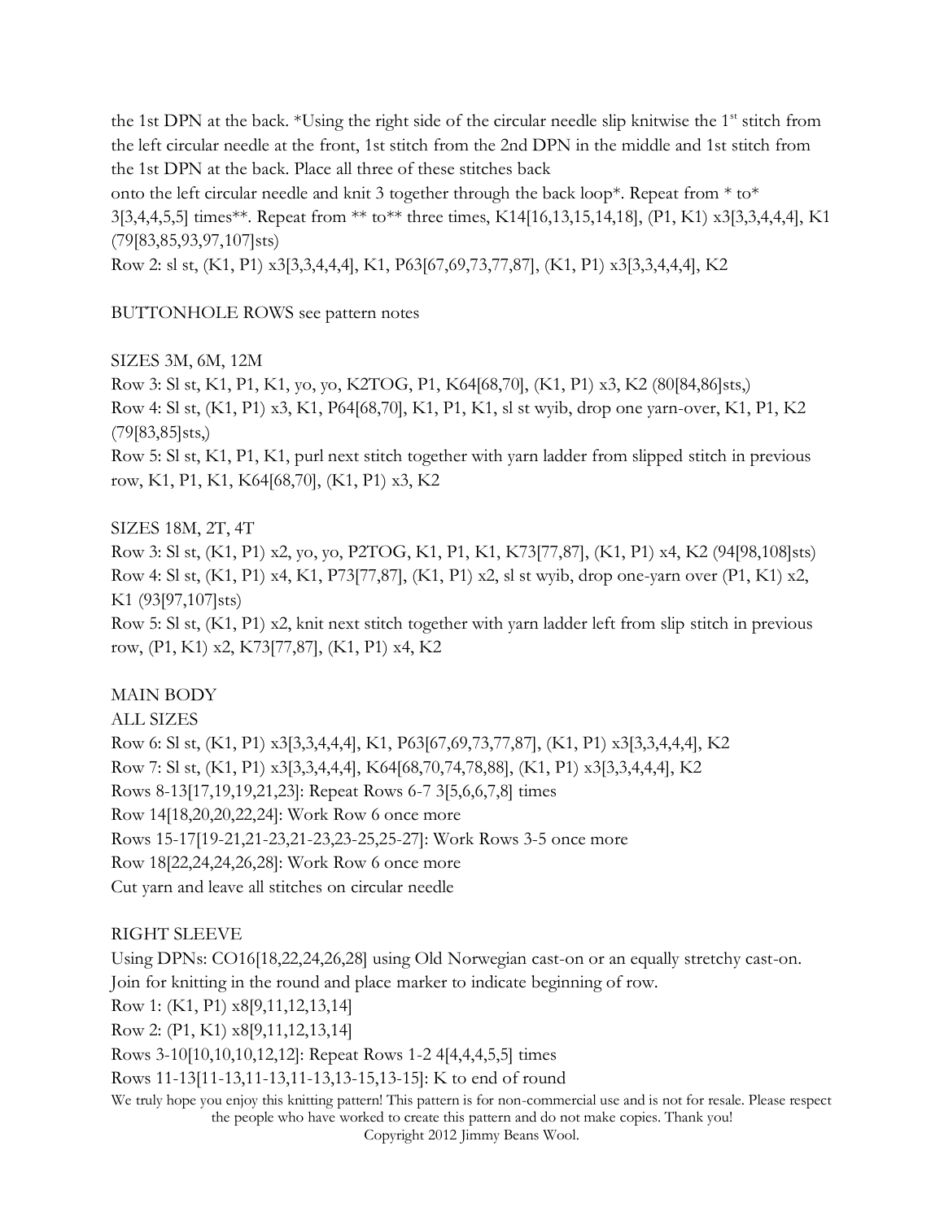the 1st DPN at the back. *Using the right side of the circular needle slip knitwise the 1st stitch from the left circular needle at the front, 1st stitch from the 2nd DPN in the middle and 1st stitch from the 1st DPN at the back. Place all three of these stitches back onto the left circular needle and knit 3 together through the back loop*. Repeat from * to* 3[3,3,4,4,5,5] times**. Repeat from ** to** three times, K14[16,13,15,14,18], (P1, K1) x3[3,3,4,4,4], K1 (79[83,85,93,97,107]sts)

Row 2: sl st, (K1, P1) x3[3,3,4,4,4], K1, P63[67,69,73,77,87], (K1, P1) x3[3,3,4,4,4], K2

BUTTONHOLE ROWS see pattern notes

SIZES 3M, 6M, 12M

Row 3: Sl st, K1, P1, K1, yo, yo, K2TOG, P1, K64[68,70], (K1, P1) x3, K2 (80[84,86]sts,)

Row 4: Sl st, (K1, P1) x3, K1, P64[68,70], K1, P1, K1, sl st wyib, drop one yarn-over, K1, P1, K2 (79[83,85]sts,)

Row 5: Sl st, K1, P1, K1, purl next stitch together with yarn ladder from slipped stitch in previous row, K1, P1, K1, K64[68,70], (K1, P1) x3, K2

SIZES 18M, 2T, 4T

Row 3: Sl st, (K1, P1) x2, yo, yo, P2TOG, K1, P1, K1, K73[77,87], (K1, P1) x4, K2 (94[98,108]sts)

Row 4: Sl st, (K1, P1) x4, K1, P73[77,87], (K1, P1) x2, sl st wyib, drop one-yarn over (P1, K1) x2, K1 (93[97,107]sts)

Row 5: Sl st, (K1, P1) x2, knit next stitch together with yarn ladder left from slip stitch in previous row, (P1, K1) x2, K73[77,87], (K1, P1) x4, K2

MAIN BODY

ALL SIZES

Row 6: Sl st, (K1, P1) x3[3,3,4,4,4], K1, P63[67,69,73,77,87], (K1, P1) x3[3,3,4,4,4], K2

Row 7: Sl st, (K1, P1) x3[3,3,4,4,4], K64[68,70,74,78,88], (K1, P1) x3[3,3,4,4,4], K2

Rows 8-13[17,19,19,21,23]: Repeat Rows 6-7 3[5,6,6,7,8] times

Row 14[18,20,20,22,24]: Work Row 6 once more

Rows 15-17[19-21,21-23,21-23,23-25,25-27]: Work Rows 3-5 once more

Row 18[22,24,24,26,28]: Work Row 6 once more

Cut yarn and leave all stitches on circular needle

RIGHT SLEEVE

Using DPNs: CO16[18,22,24,26,28] using Old Norwegian cast-on or an equally stretchy cast-on. Join for knitting in the round and place marker to indicate beginning of row.

Row 1: (K1, P1) x8[9,11,12,13,14]

Row 2: (P1, K1) x8[9,11,12,13,14]

Rows 3-10[10,10,10,12,12]: Repeat Rows 1-2 4[4,4,4,5,5] times

Rows 11-13[11-13,11-13,11-13,13-15,13-15]: K to end of round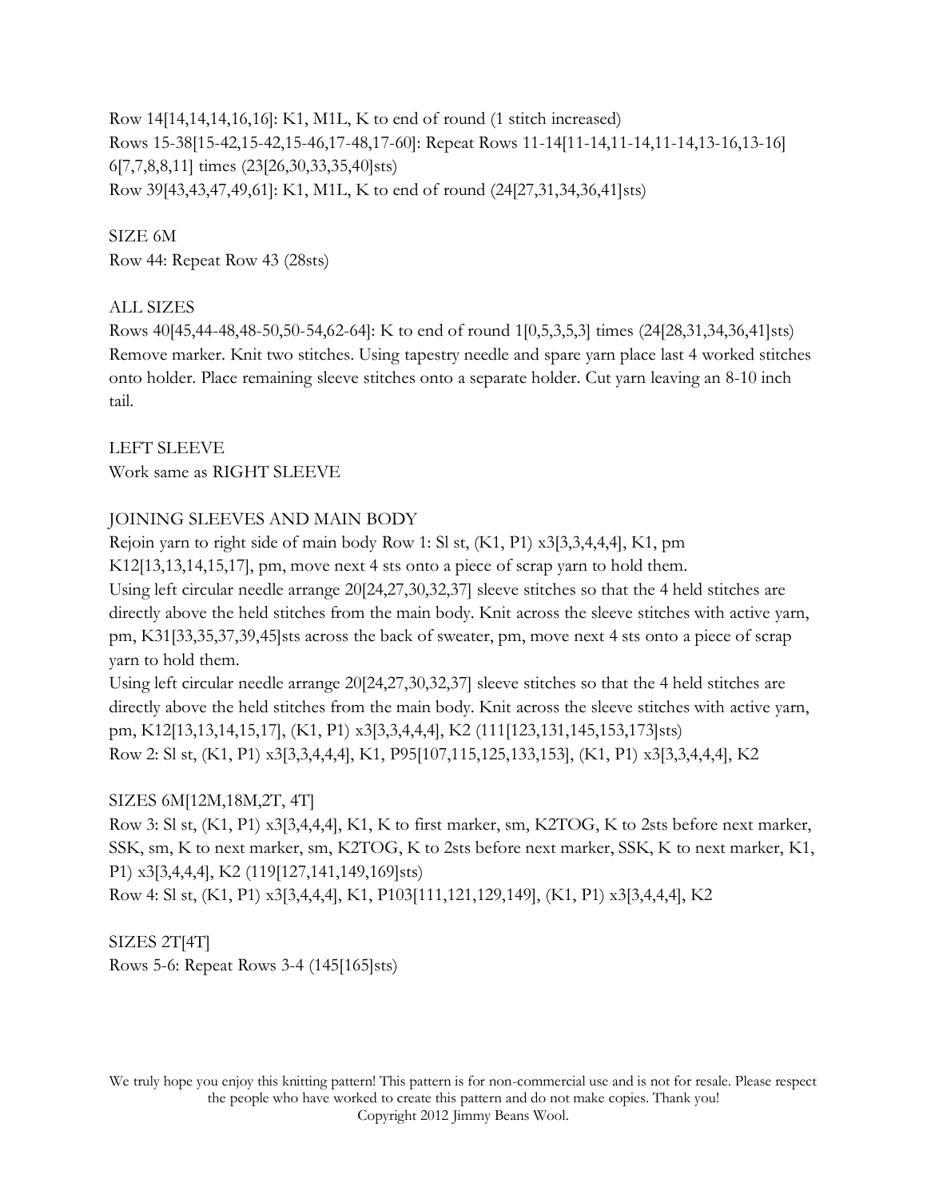Row 14[14,14,14,16,16]: K1, M1L, K to end of round (1 stitch increased)
Rows 15-38[15-42,15-42,15-46,17-48,17-60]: Repeat Rows 11-14[11-14,11-14,11-14,13-16,13-16] 6[7,7,8,8,11] times (23[26,30,33,35,40]sts)
Row 39[43,43,47,49,61]: K1, M1L, K to end of round (24[27,31,34,36,41]sts)

SIZE 6M
Row 44: Repeat Row 43 (28sts)

ALL SIZES
Rows 40[45,44-48,48-50,50-54,62-64]: K to end of round 1[0,5,3,5,3] times (24[28,31,34,36,41]sts)
Remove marker. Knit two stitches. Using tapestry needle and spare yarn place last 4 worked stitches onto holder. Place remaining sleeve stitches onto a separate holder. Cut yarn leaving an 8-10 inch tail.

LEFT SLEEVE
Work same as RIGHT SLEEVE

JOINING SLEEVES AND MAIN BODY
Rejoin yarn to right side of main body Row 1: Sl st, (K1, P1) x3[3,3,4,4,4], K1, pm K12[13,13,14,15,17], pm, move next 4 sts onto a piece of scrap yarn to hold them.
Using left circular needle arrange 20[24,27,30,32,37] sleeve stitches so that the 4 held stitches are directly above the held stitches from the main body. Knit across the sleeve stitches with active yarn, pm, K31[33,35,37,39,45]sts across the back of sweater, pm, move next 4 sts onto a piece of scrap yarn to hold them.
Using left circular needle arrange 20[24,27,30,32,37] sleeve stitches so that the 4 held stitches are directly above the held stitches from the main body. Knit across the sleeve stitches with active yarn, pm, K12[13,13,14,15,17], (K1, P1) x3[3,3,4,4,4], K2 (111[123,131,145,153,173]sts)
Row 2: Sl st, (K1, P1) x3[3,3,4,4,4], K1, P95[107,115,125,133,153], (K1, P1) x3[3,3,4,4,4], K2

SIZES 6M[12M,18M,2T, 4T]
Row 3: Sl st, (K1, P1) x3[3,4,4,4], K1, K to first marker, sm, K2TOG, K to 2sts before next marker, SSK, sm, K to next marker, sm, K2TOG, K to 2sts before next marker, SSK, K to next marker, K1, P1) x3[3,4,4,4], K2 (119[127,141,149,169]sts)
Row 4: Sl st, (K1, P1) x3[3,4,4,4], K1, P103[111,121,129,149], (K1, P1) x3[3,4,4,4], K2

SIZES 2T[4T]
Rows 5-6: Repeat Rows 3-4 (145[165]sts)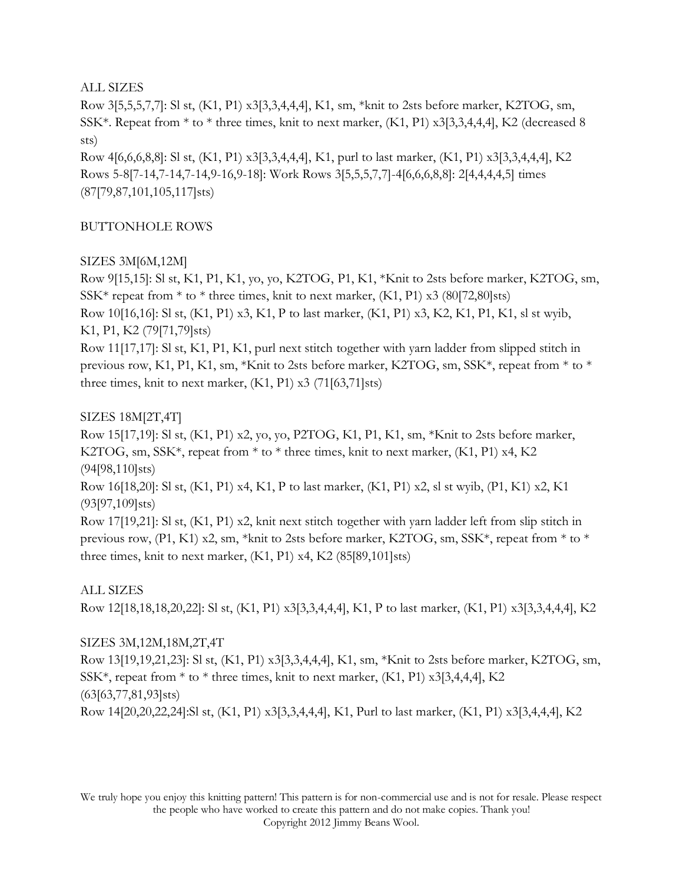ALL SIZES

Row 3[5,5,5,7,7]: Sl st, (K1, P1) x3[3,3,4,4,4], K1, sm, *knit to 2sts before marker, K2TOG, sm, SSK*. Repeat from * to * three times, knit to next marker, (K1, P1) x3[3,3,4,4,4], K2 (decreased 8 sts)

Row 4[6,6,6,8,8]: Sl st, (K1, P1) x3[3,3,4,4,4], K1, purl to last marker, (K1, P1) x3[3,3,4,4,4], K2

Rows 5-8[7-14,7-14,7-14,9-16,9-18]: Work Rows 3[5,5,5,7,7]-4[6,6,6,8,8]: 2[4,4,4,4,5] times (87[79,87,101,105,117]sts)

BUTTONHOLE ROWS

SIZES 3M[6M,12M]

Row 9[15,15]: Sl st, K1, P1, K1, yo, yo, K2TOG, P1, K1, *Knit to 2sts before marker, K2TOG, sm, SSK* repeat from * to * three times, knit to next marker, (K1, P1) x3 (80[72,80]sts)

Row 10[16,16]: Sl st, (K1, P1) x3, K1, P to last marker, (K1, P1) x3, K2, K1, P1, K1, sl st wyib, K1, P1, K2 (79[71,79]sts)

Row 11[17,17]: Sl st, K1, P1, K1, purl next stitch together with yarn ladder from slipped stitch in previous row, K1, P1, K1, sm, *Knit to 2sts before marker, K2TOG, sm, SSK*, repeat from * to * three times, knit to next marker, (K1, P1) x3 (71[63,71]sts)

SIZES 18M[2T,4T]

Row 15[17,19]: Sl st, (K1, P1) x2, yo, yo, P2TOG, K1, P1, K1, sm, *Knit to 2sts before marker, K2TOG, sm, SSK*, repeat from * to * three times, knit to next marker, (K1, P1) x4, K2 (94[98,110]sts)

Row 16[18,20]: Sl st, (K1, P1) x4, K1, P to last marker, (K1, P1) x2, sl st wyib, (P1, K1) x2, K1 (93[97,109]sts)

Row 17[19,21]: Sl st, (K1, P1) x2, knit next stitch together with yarn ladder left from slip stitch in previous row, (P1, K1) x2, sm, *knit to 2sts before marker, K2TOG, sm, SSK*, repeat from * to * three times, knit to next marker, (K1, P1) x4, K2 (85[89,101]sts)

ALL SIZES

Row 12[18,18,18,20,22]: Sl st, (K1, P1) x3[3,3,4,4,4], K1, P to last marker, (K1, P1) x3[3,3,4,4,4], K2

SIZES 3M,12M,18M,2T,4T

Row 13[19,19,21,23]: Sl st, (K1, P1) x3[3,3,4,4,4], K1, sm, *Knit to 2sts before marker, K2TOG, sm, SSK*, repeat from * to * three times, knit to next marker, (K1, P1) x3[3,4,4,4], K2 (63[63,77,81,93]sts)

Row 14[20,20,22,24]:Sl st, (K1, P1) x3[3,3,4,4,4], K1, Purl to last marker, (K1, P1) x3[3,4,4,4], K2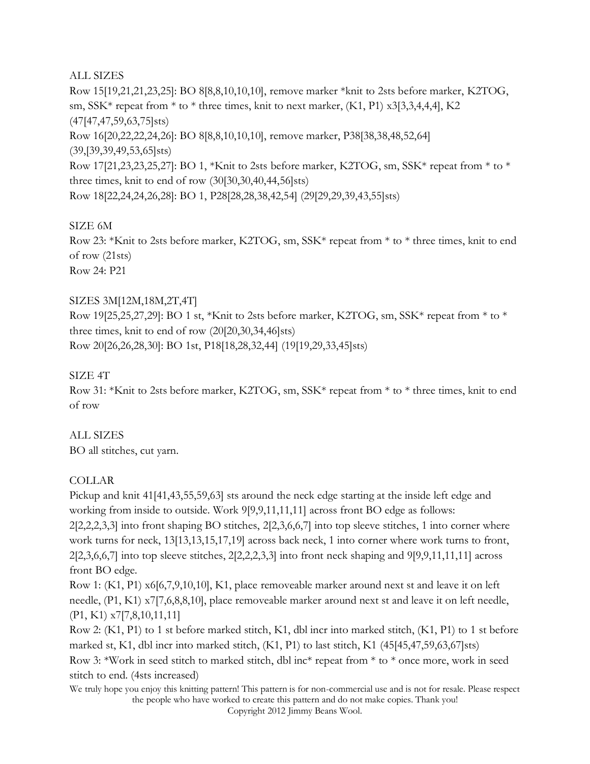ALL SIZES

Row 15[19,21,21,23,25]: BO 8[8,8,10,10,10], remove marker *knit to 2sts before marker, K2TOG, sm, SSK* repeat from * to * three times, knit to next marker, (K1, P1) x3[3,3,4,4,4], K2 (47[47,47,59,63,75]sts)

Row 16[20,22,22,24,26]: BO 8[8,8,10,10,10], remove marker, P38[38,38,48,52,64] (39,[39,39,49,53,65]sts)

Row 17[21,23,23,25,27]: BO 1, *Knit to 2sts before marker, K2TOG, sm, SSK* repeat from * to * three times, knit to end of row (30[30,30,40,44,56]sts)

Row 18[22,24,24,26,28]: BO 1, P28[28,28,38,42,54] (29[29,29,39,43,55]sts)

SIZE 6M

Row 23: *Knit to 2sts before marker, K2TOG, sm, SSK* repeat from * to * three times, knit to end of row (21sts)

Row 24: P21

SIZES 3M[12M,18M,2T,4T]

Row 19[25,25,27,29]: BO 1 st, *Knit to 2sts before marker, K2TOG, sm, SSK* repeat from * to * three times, knit to end of row (20[20,30,34,46]sts)

Row 20[26,26,28,30]: BO 1st, P18[18,28,32,44] (19[19,29,33,45]sts)

SIZE 4T

Row 31: *Knit to 2sts before marker, K2TOG, sm, SSK* repeat from * to * three times, knit to end of row

ALL SIZES

BO all stitches, cut yarn.

COLLAR

Pickup and knit 41[41,43,55,59,63] sts around the neck edge starting at the inside left edge and working from inside to outside. Work 9[9,11,11,11] across front BO edge as follows: 2[2,2,2,3,3] into front shaping BO stitches, 2[2,3,6,6,7] into top sleeve stitches, 1 into corner where work turns for neck, 13[13,13,15,17,19] across back neck, 1 into corner where work turns to front, 2[2,3,6,6,7] into top sleeve stitches, 2[2,2,2,3,3] into front neck shaping and 9[9,9,11,11,11] across front BO edge.

Row 1: (K1, P1) x6[6,7,9,10,10], K1, place removeable marker around next st and leave it on left needle, (P1, K1) x7[7,6,8,8,10], place removeable marker around next st and leave it on left needle, (P1, K1) x7[7,8,10,11,11]

Row 2: (K1, P1) to 1 st before marked stitch, K1, dbl incr into marked stitch, (K1, P1) to 1 st before marked st, K1, dbl incr into marked stitch, (K1, P1) to last stitch, K1 (45[45,47,59,63,67]sts)

Row 3: *Work in seed stitch to marked stitch, dbl inc* repeat from * to * once more, work in seed stitch to end. (4sts increased)

We truly hope you enjoy this knitting pattern! This pattern is for non-commercial use and is not for resale. Please respect the people who have worked to create this pattern and do not make copies. Thank you!
Copyright 2012 Jimmy Beans Wool.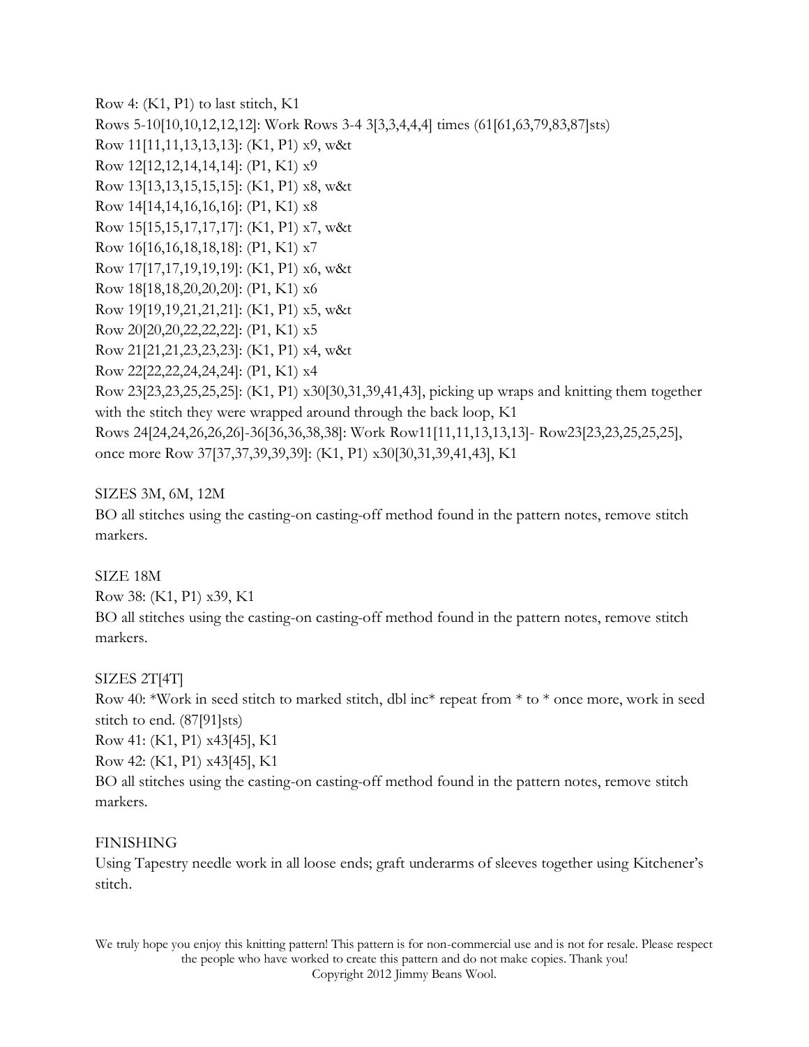Row 4: (K1, P1) to last stitch, K1

Rows 5-10[10,10,12,12,12]: Work Rows 3-4 3[3,3,4,4,4] times (61[61,63,79,83,87]sts)

Row 11[11,11,13,13,13]: (K1, P1) x9, w&t

Row 12[12,12,14,14,14]: (P1, K1) x9

Row 13[13,13,15,15,15]: (K1, P1) x8, w&t

Row 14[14,14,16,16,16]: (P1, K1) x8

Row 15[15,15,17,17,17]: (K1, P1) x7, w&t

Row 16[16,16,18,18,18]: (P1, K1) x7

Row 17[17,17,19,19,19]: (K1, P1) x6, w&t

Row 18[18,18,20,20,20]: (P1, K1) x6

Row 19[19,19,21,21,21]: (K1, P1) x5, w&t

Row 20[20,20,22,22,22]: (P1, K1) x5

Row 21[21,21,23,23,23]: (K1, P1) x4, w&t

Row 22[22,22,24,24,24]: (P1, K1) x4

Row 23[23,23,25,25,25]: (K1, P1) x30[30,31,39,41,43], picking up wraps and knitting them together with the stitch they were wrapped around through the back loop, K1

Rows 24[24,24,26,26,26]-36[36,36,38,38]: Work Row11[11,11,13,13,13]- Row23[23,23,25,25,25], once more Row 37[37,37,39,39,39]: (K1, P1) x30[30,31,39,41,43], K1

SIZES 3M, 6M, 12M

BO all stitches using the casting-on casting-off method found in the pattern notes, remove stitch markers.

SIZE 18M

Row 38: (K1, P1) x39, K1

BO all stitches using the casting-on casting-off method found in the pattern notes, remove stitch markers.

SIZES 2T[4T]

Row 40: *Work in seed stitch to marked stitch, dbl inc* repeat from * to * once more, work in seed stitch to end. (87[91]sts)

Row 41: (K1, P1) x43[45], K1

Row 42: (K1, P1) x43[45], K1

BO all stitches using the casting-on casting-off method found in the pattern notes, remove stitch markers.

FINISHING

Using Tapestry needle work in all loose ends; graft underarms of sleeves together using Kitchener's stitch.

We truly hope you enjoy this knitting pattern! This pattern is for non-commercial use and is not for resale. Please respect the people who have worked to create this pattern and do not make copies. Thank you!
Copyright 2012 Jimmy Beans Wool.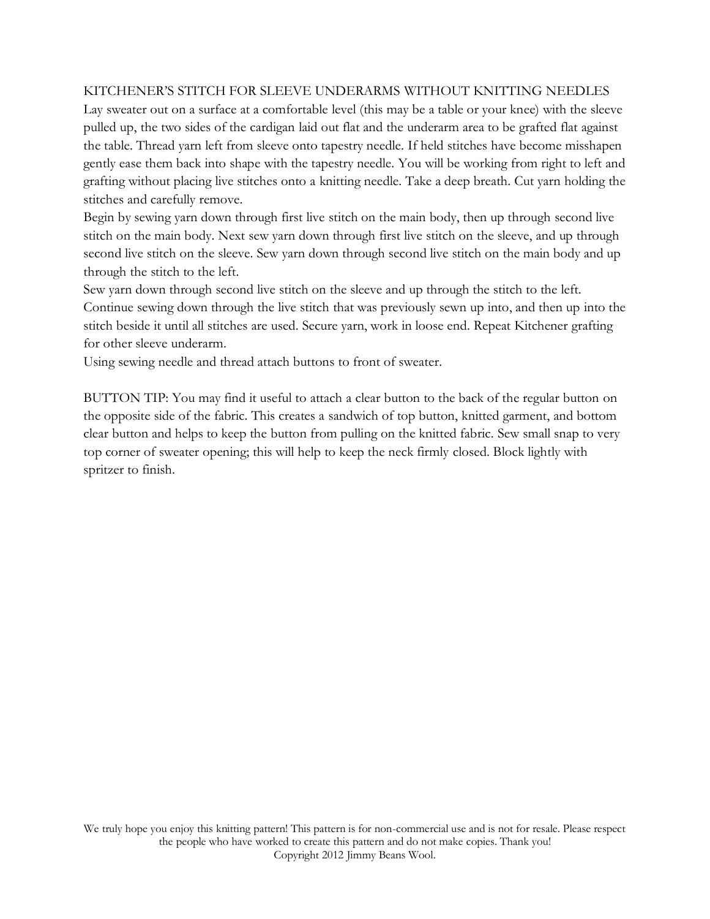KITCHENER'S STITCH FOR SLEEVE UNDERARMS WITHOUT KNITTING NEEDLES

Lay sweater out on a surface at a comfortable level (this may be a table or your knee) with the sleeve pulled up, the two sides of the cardigan laid out flat and the underarm area to be grafted flat against the table. Thread yarn left from sleeve onto tapestry needle. If held stitches have become misshapen gently ease them back into shape with the tapestry needle. You will be working from right to left and grafting without placing live stitches onto a knitting needle. Take a deep breath. Cut yarn holding the stitches and carefully remove.

Begin by sewing yarn down through first live stitch on the main body, then up through second live stitch on the main body. Next sew yarn down through first live stitch on the sleeve, and up through second live stitch on the sleeve. Sew yarn down through second live stitch on the main body and up through the stitch to the left.

Sew yarn down through second live stitch on the sleeve and up through the stitch to the left. Continue sewing down through the live stitch that was previously sewn up into, and then up into the stitch beside it until all stitches are used. Secure yarn, work in loose end. Repeat Kitchener grafting for other sleeve underarm.

Using sewing needle and thread attach buttons to front of sweater.

BUTTON TIP: You may find it useful to attach a clear button to the back of the regular button on the opposite side of the fabric. This creates a sandwich of top button, knitted garment, and bottom clear button and helps to keep the button from pulling on the knitted fabric. Sew small snap to very top corner of sweater opening; this will help to keep the neck firmly closed. Block lightly with spritzer to finish.

We truly hope you enjoy this knitting pattern! This pattern is for non-commercial use and is not for resale. Please respect the people who have worked to create this pattern and do not make copies. Thank you!
Copyright 2012 Jimmy Beans Wool.